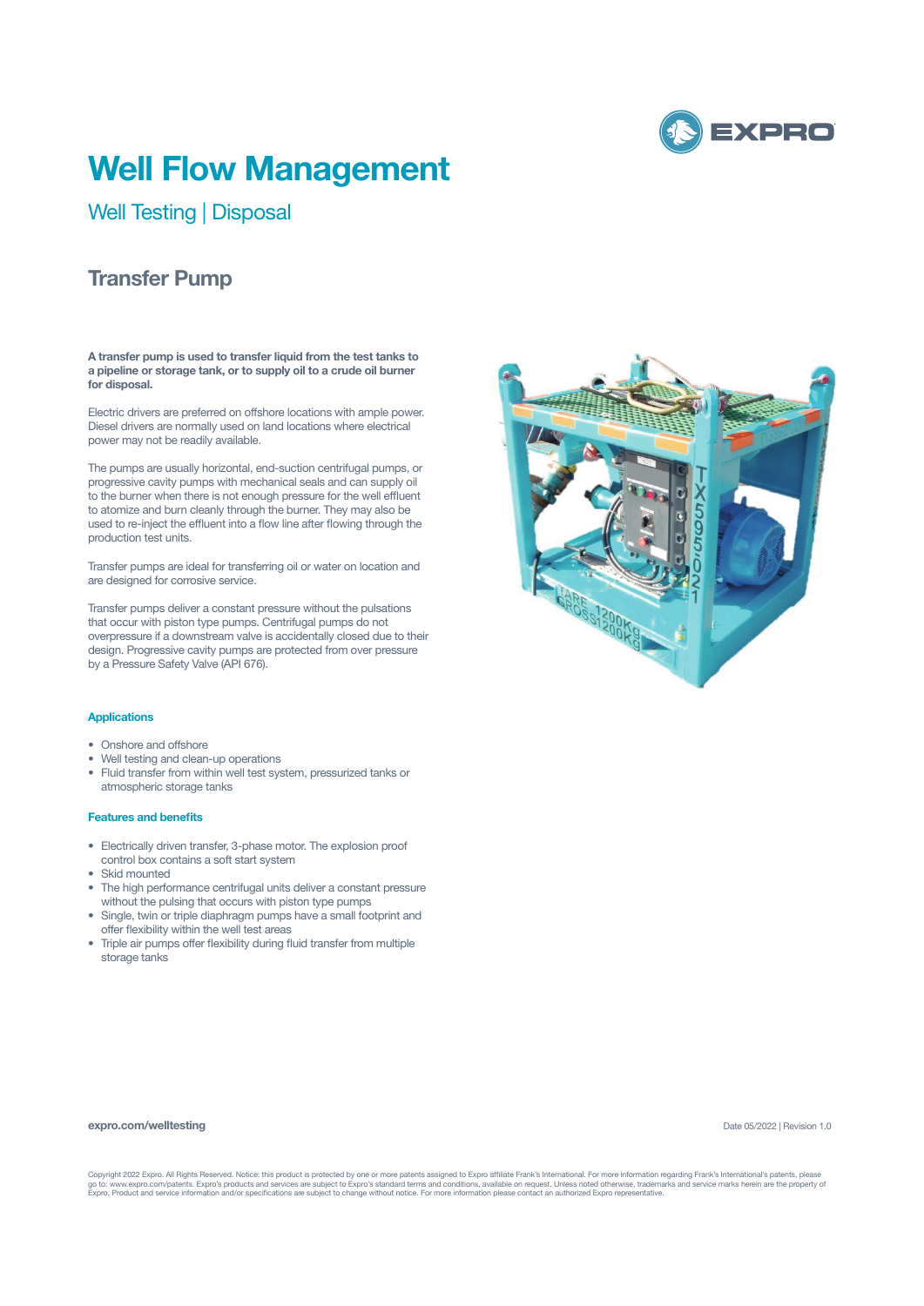# Well Flow Management

## Well Testing | Disposal

### Transfer Pump

**A transfer pump is used to transfer liquid from the test tanks to a pipeline or storage tank, or to supply oil to a crude oil burner for disposal.**

Electric drivers are preferred on offshore locations with ample power. Diesel drivers are normally used on land locations where electrical power may not be readily available.

The pumps are usually horizontal, end-suction centrifugal pumps, or progressive cavity pumps with mechanical seals and can supply oil to the burner when there is not enough pressure for the well effluent to atomize and burn cleanly through the burner. They may also be used to re-inject the effluent into a flow line after flowing through the production test units.

Transfer pumps are ideal for transferring oil or water on location and are designed for corrosive service.

Transfer pumps deliver a constant pressure without the pulsations that occur with piston type pumps. Centrifugal pumps do not overpressure if a downstream valve is accidentally closed due to their design. Progressive cavity pumps are protected from over pressure by a Pressure Safety Valve (API 676).

#### Applications

- Onshore and offshore
- Well testing and clean-up operations
- Fluid transfer from within well test system, pressurized tanks or atmospheric storage tanks

#### Features and benefits

- Electrically driven transfer, 3-phase motor. The explosion proof control box contains a soft start system
- Skid mounted
- The high performance centrifugal units deliver a constant pressure without the pulsing that occurs with piston type pumps
- Single, twin or triple diaphragm pumps have a small footprint and offer flexibility within the well test areas
- Triple air pumps offer flexibility during fluid transfer from multiple storage tanks

**expro.com/welltesting**

Date 05/2022 | Revision 1.0

Copyright 2022 Expro. All Rights Reserved. Notice: this product is protected by one or more patents assigned to Expro affiliate Frank's International. For more information regarding Frank's International's patents, please go to: www.expro.com/patents. Expro's products and services are subject to Expro's standard terms and conditions, available on request. Unless noted otherwise, trademarks and service marks herein are the property of Expro. Product and service information and/or specifications are subject to change without notice. For more information please contact an authorized Expro representative.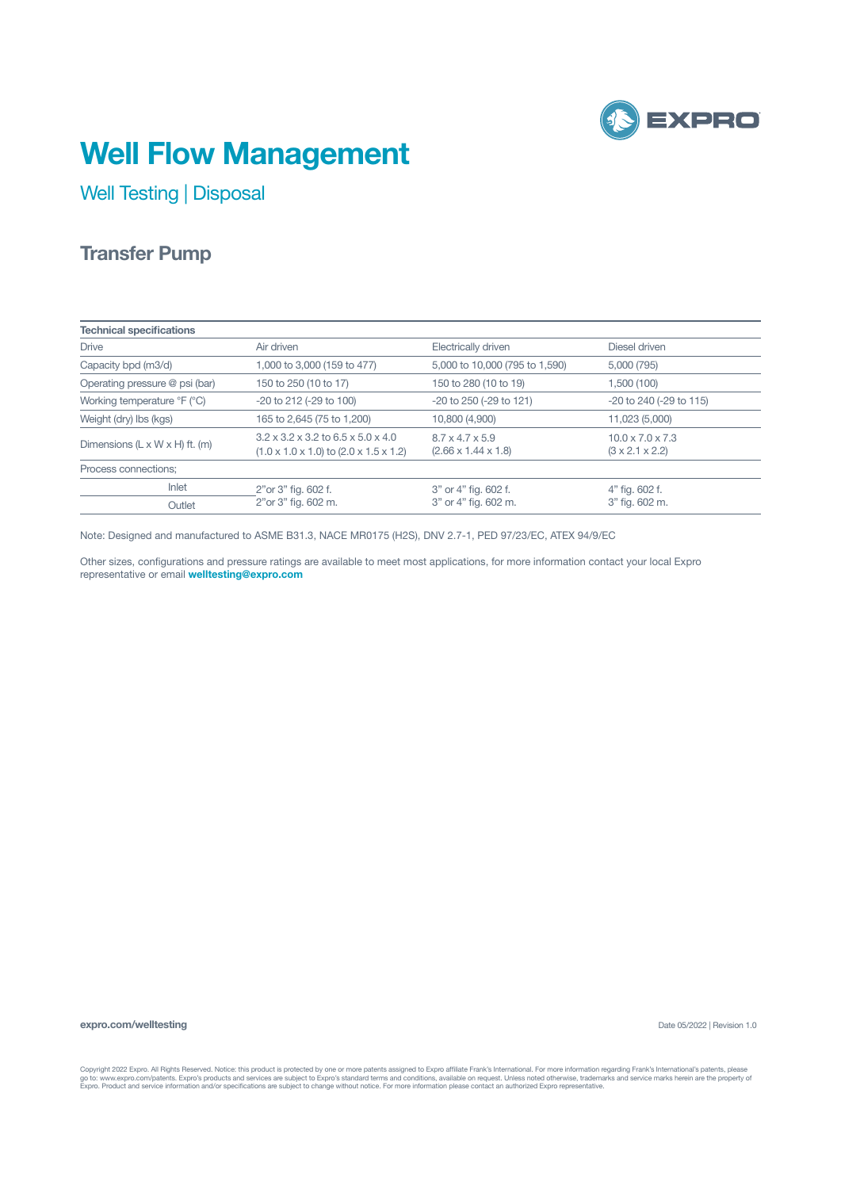# Well Flow Management

Well Testing | Disposal

## Transfer Pump

| Technical specifications | | | |
|---|---|---|---|
| Drive | Air driven | Electrically driven | Diesel driven |
| Capacity bpd (m3/d) | 1,000 to 3,000 (159 to 477) | 5,000 to 10,000 (795 to 1,590) | 5,000 (795) |
| Operating pressure @ psi (bar) | 150 to 250 (10 to 17) | 150 to 280 (10 to 19) | 1,500 (100) |
| Working temperature °F (°C) | -20 to 212 (-29 to 100) | -20 to 250 (-29 to 121) | -20 to 240 (-29 to 115) |
| Weight (dry) lbs (kgs) | 165 to 2,645 (75 to 1,200) | 10,800 (4,900) | 11,023 (5,000) |
| Dimensions (L x W x H) ft. (m) | 3.2 x 3.2 x 3.2 to 6.5 x 5.0 x 4.0 (1.0 x 1.0 x 1.0) to (2.0 x 1.5 x 1.2) | 8.7 x 4.7 x 5.9 (2.66 x 1.44 x 1.8) | 10.0 x 7.0 x 7.3 (3 x 2.1 x 2.2) |
| Process connections; | | | |
| Inlet | 2"or 3" fig. 602 f. | 3" or 4" fig. 602 f. | 4" fig. 602 f. |
| Outlet | 2"or 3" fig. 602 m. | 3" or 4" fig. 602 m. | 3" fig. 602 m. |

Note: Designed and manufactured to ASME B31.3, NACE MR0175 ($H_2S$), DNV 2.7-1, PED 97/23/EC, ATEX 94/9/EC

Other sizes, configurations and pressure ratings are available to meet most applications, for more information contact your local Expro representative or email **welltesting@expro.com**

**expro.com/welltesting**

Date 05/2022 | Revision 1.0

Copyright 2022 Expro. All Rights Reserved. Notice: this product is protected by one or more patents assigned to Expro affiliate Frank's International. For more information regarding Frank's International's patents, please go to: www.expro.com/patents. Expro's products and services are subject to Expro's standard terms and conditions, available on request. Unless noted otherwise, trademarks and service marks herein are the property of Expro. Product and service information and/or specifications are subject to change without notice. For more information please contact an authorized Expro representative.